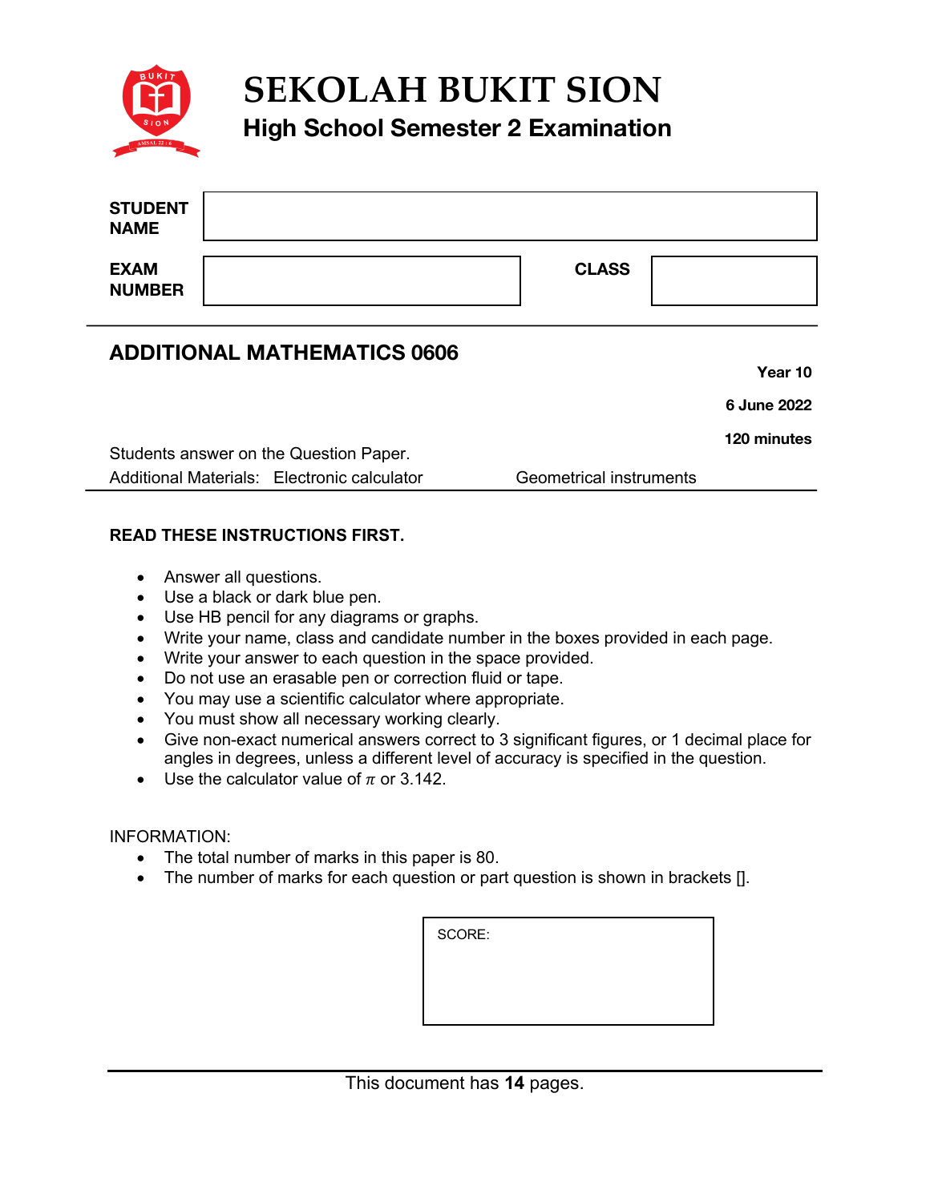# SEKOLAH BUKIT SION

## High School Semester 2 Examination

| | | | |
|---|---|---|---|
| **STUDENT NAME** | | | |
| **EXAM NUMBER** | | **CLASS** | |

---

## ADDITIONAL MATHEMATICS 0606

**Year 10**

**6 June 2022**

**120 minutes**

Students answer on the Question Paper.

Additional Materials: Electronic calculator Geometrical instruments

---

**READ THESE INSTRUCTIONS FIRST.**

- Answer all questions.
- Use a black or dark blue pen.
- Use HB pencil for any diagrams or graphs.
- Write your name, class and candidate number in the boxes provided in each page.
- Write your answer to each question in the space provided.
- Do not use an erasable pen or correction fluid or tape.
- You may use a scientific calculator where appropriate.
- You must show all necessary working clearly.
- Give non-exact numerical answers correct to 3 significant figures, or 1 decimal place for angles in degrees, unless a different level of accuracy is specified in the question.
- Use the calculator value of $\pi$ or 3.142.

INFORMATION:

- The total number of marks in this paper is 80.
- The number of marks for each question or part question is shown in brackets [].

| SCORE: |
|---|
| |

This document has **14** pages.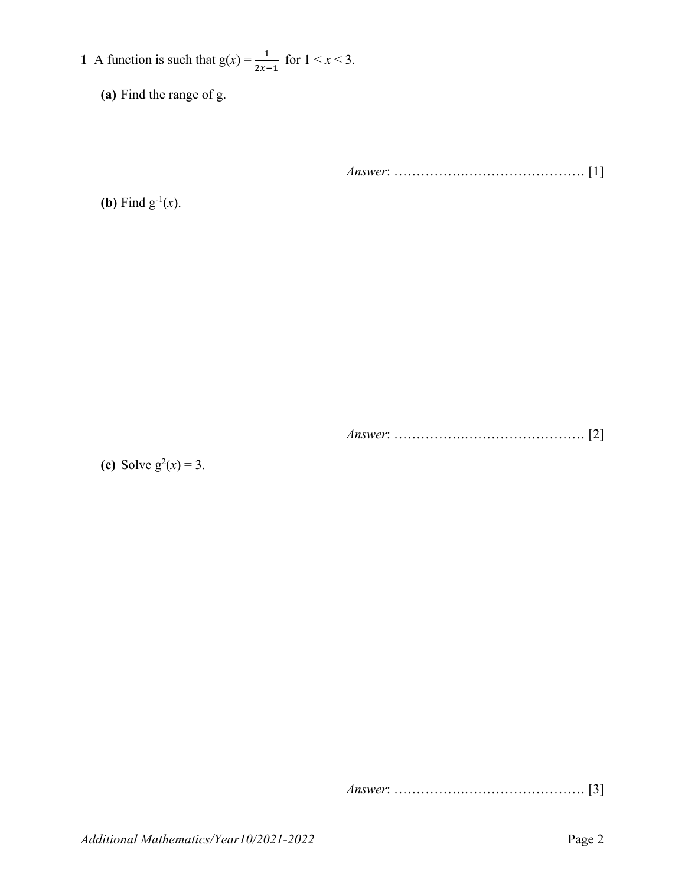**1** A function is such that $g(x) = \frac{1}{2x-1}$ for $1 \leq x \leq 3$.

**(a)** Find the range of g.

*Answer*: ………….……………………… [1]

**(b)** Find $g^{-1}(x)$.

*Answer*: ………….……………………… [2]

**(c)** Solve $g^2(x) = 3$.

*Answer*: ………….……………………… [3]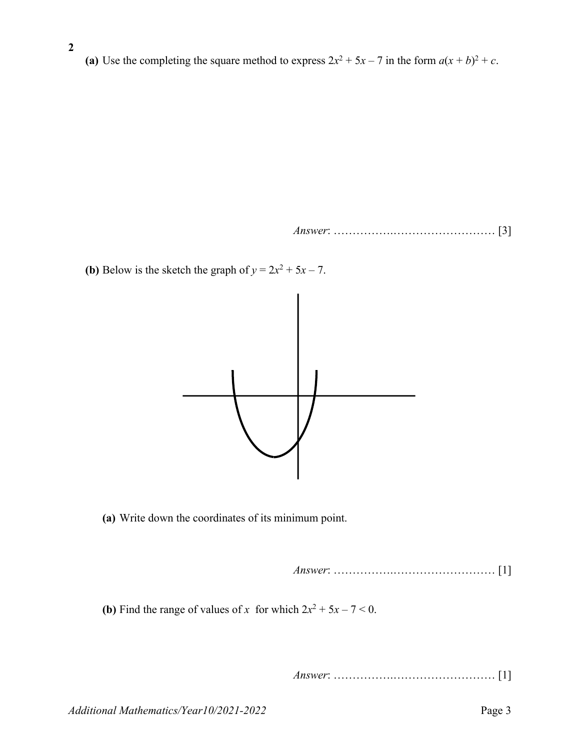**2**

**(a)** Use the completing the square method to express $2x^2 + 5x - 7$ in the form $a(x + b)^2 + c$.

*Answer*: ……………………………………… [3]

**(b)** Below is the sketch the graph of $y = 2x^2 + 5x - 7$.

**(a)** Write down the coordinates of its minimum point.

*Answer*: ……………………………………… [1]

**(b)** Find the range of values of $x$ for which $2x^2 + 5x - 7 < 0$.

*Answer*: ……………………………………… [1]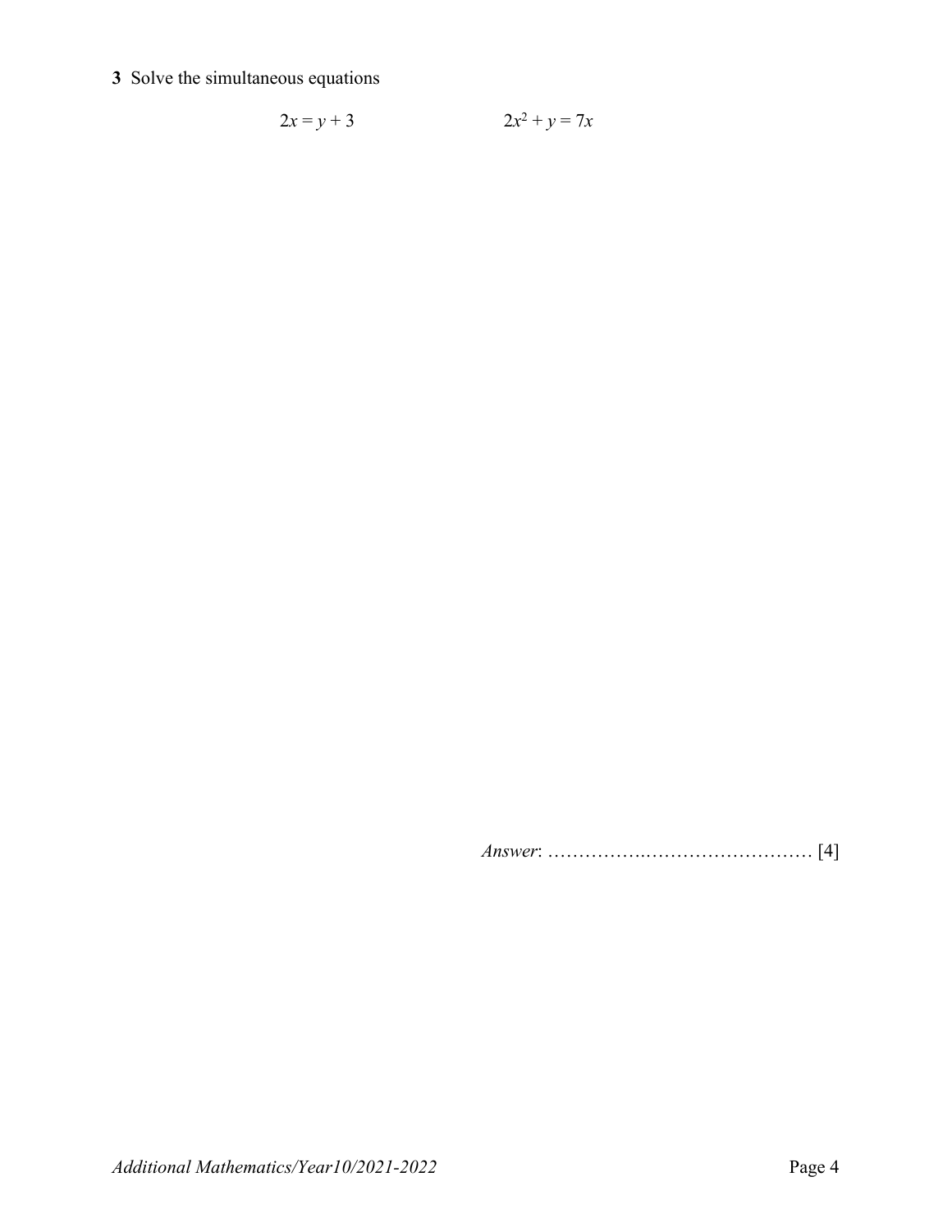**3** Solve the simultaneous equations

$$2x = y + 3 \qquad\qquad 2x^2 + y = 7x$$

*Answer*: ……………………………………… [4]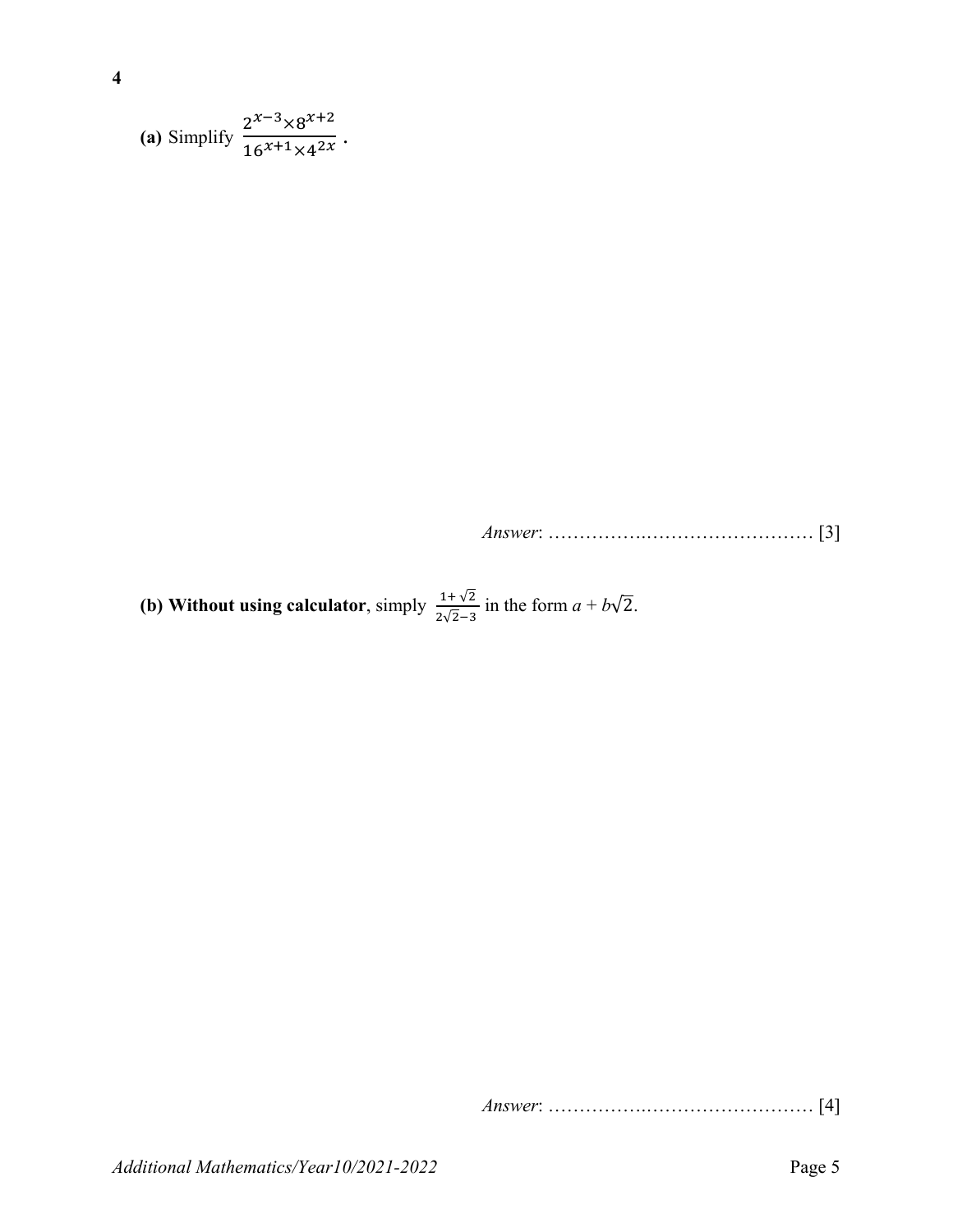**4**

**(a)** Simplify $\frac{2^{x-3} \times 8^{x+2}}{16^{x+1} \times 4^{2x}}$.

*Answer*: ……………..……………………… [3]

**(b) Without using calculator**, simply $\frac{1+\sqrt{2}}{2\sqrt{2}-3}$ in the form $a + b\sqrt{2}$.

*Answer*: ……………..……………………… [4]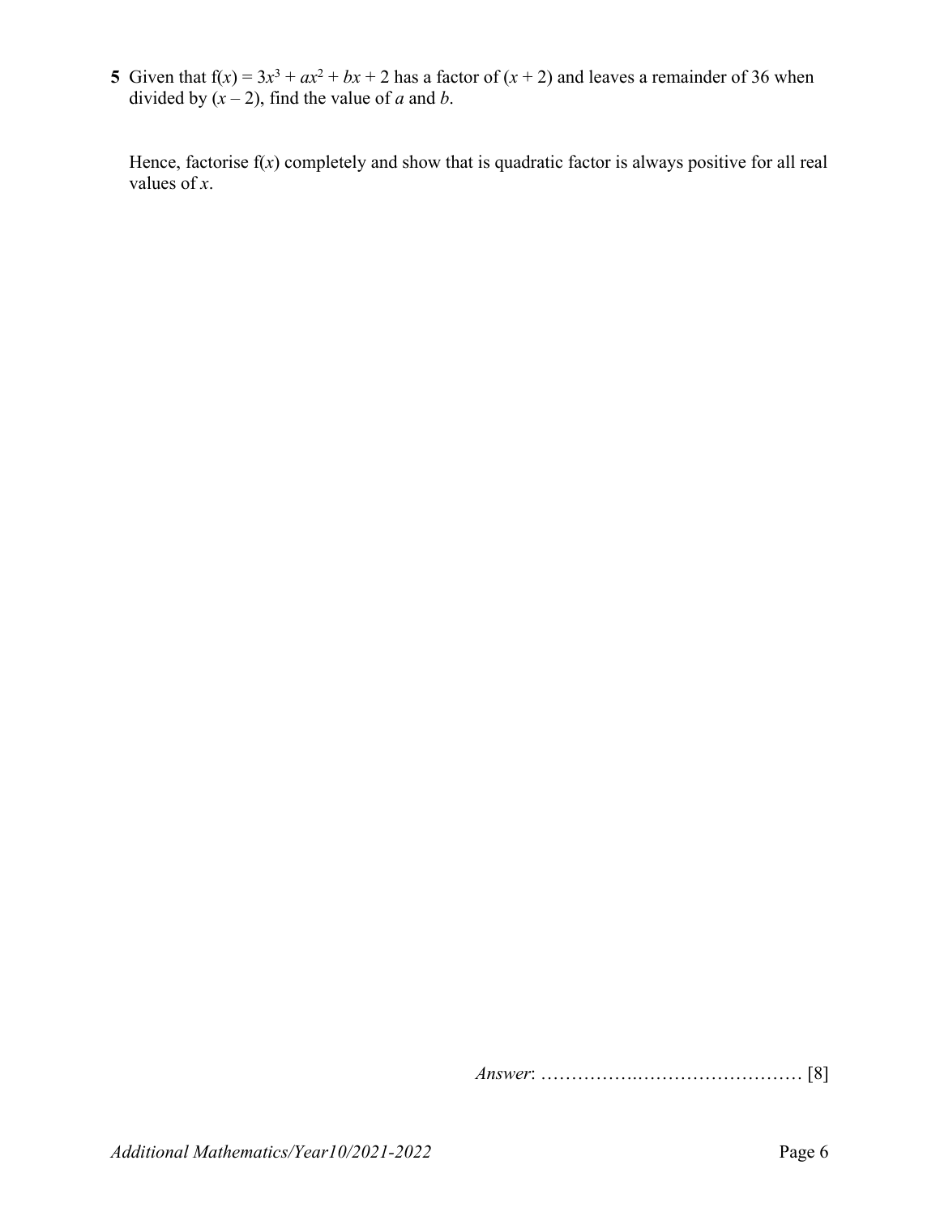**5** Given that $f(x) = 3x^3 + ax^2 + bx + 2$ has a factor of $(x + 2)$ and leaves a remainder of 36 when divided by $(x - 2)$, find the value of $a$ and $b$.

Hence, factorise $f(x)$ completely and show that is quadratic factor is always positive for all real values of $x$.

*Answer*: ………….……………………… [8]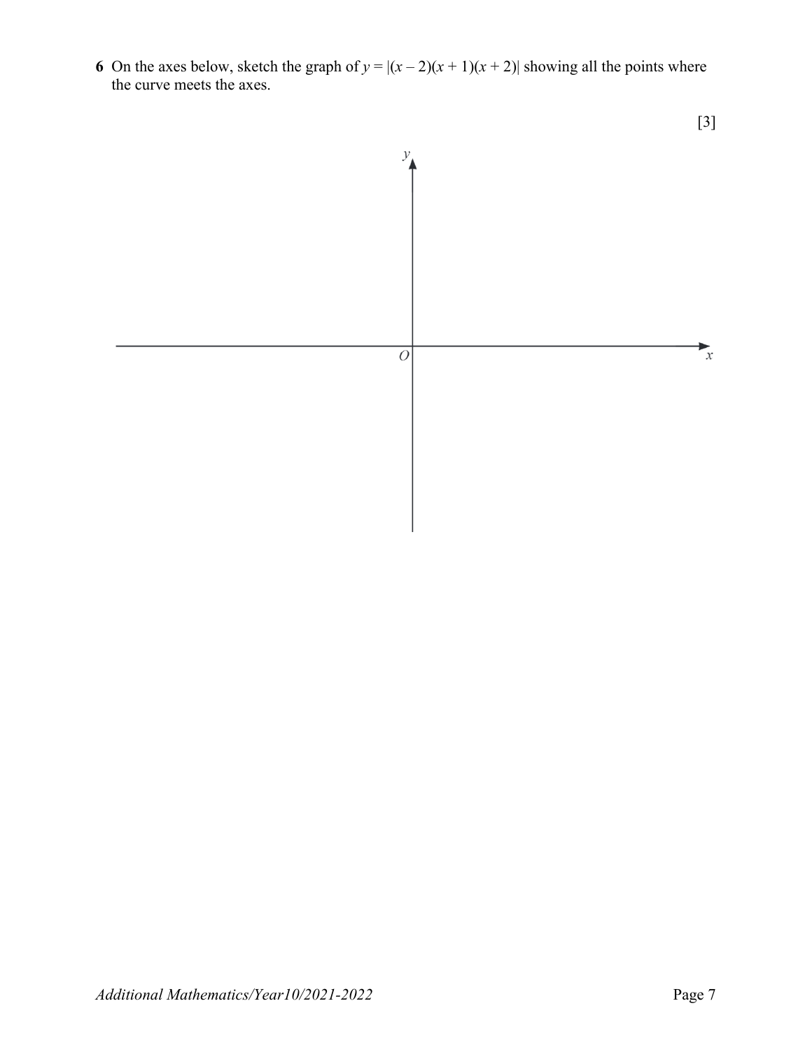**6** On the axes below, sketch the graph of $y = |(x - 2)(x + 1)(x + 2)|$ showing all the points where the curve meets the axes.

[3]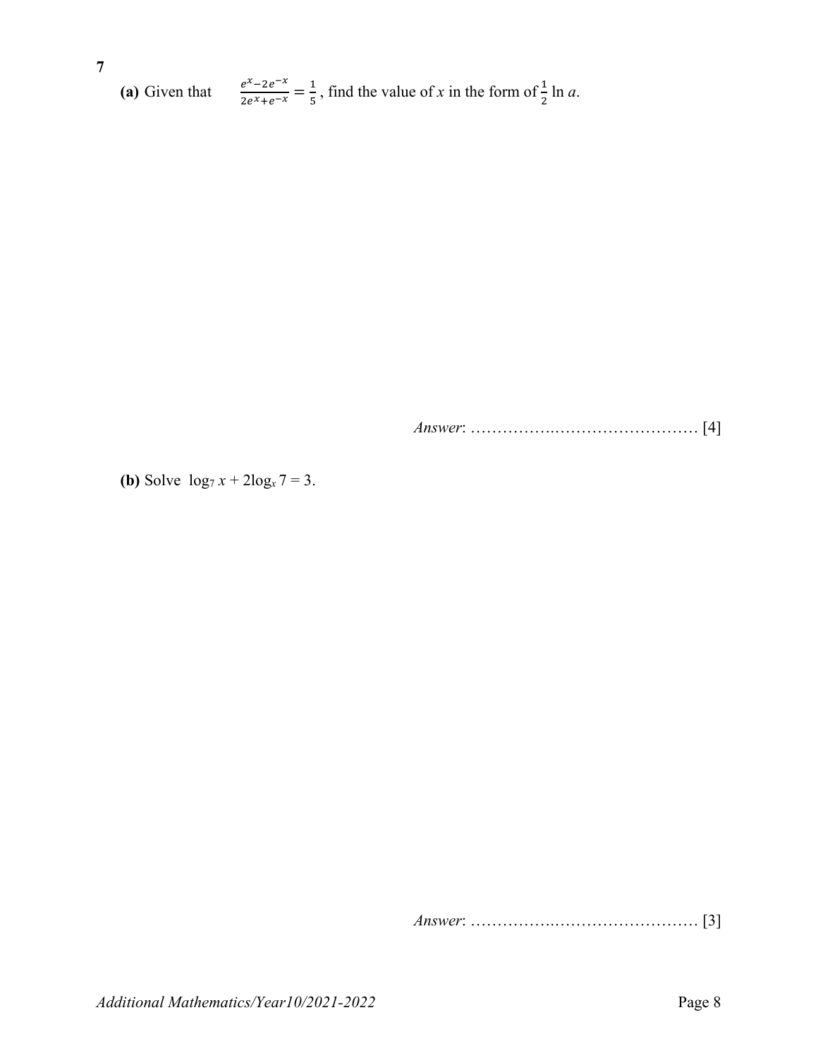**7**

**(a)** Given that $\frac{e^x - 2e^{-x}}{2e^x + e^{-x}} = \frac{1}{5}$, find the value of $x$ in the form of $\frac{1}{2}\ln a$.

*Answer*: ……………..…………………………. [4]

**(b)** Solve $\log_7 x + 2\log_x 7 = 3$.

*Answer*: ……………..…………………………. [3]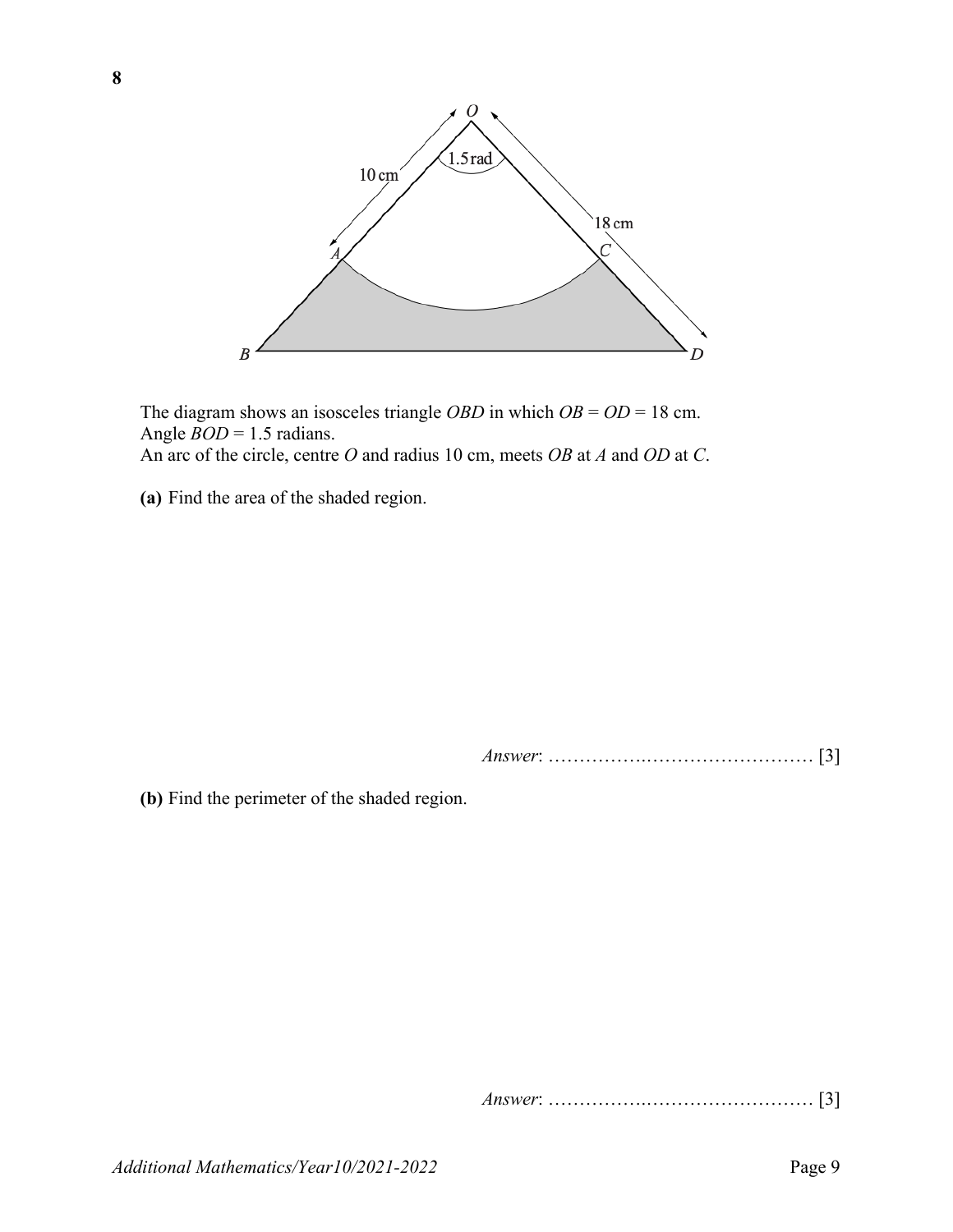**8**

The diagram shows an isosceles triangle $OBD$ in which $OB = OD = 18$ cm.
Angle $BOD = 1.5$ radians.
An arc of the circle, centre $O$ and radius 10 cm, meets $OB$ at $A$ and $OD$ at $C$.

**(a)** Find the area of the shaded region.

*Answer*: …………..……………………… [3]

**(b)** Find the perimeter of the shaded region.

*Answer*: …………..……………………… [3]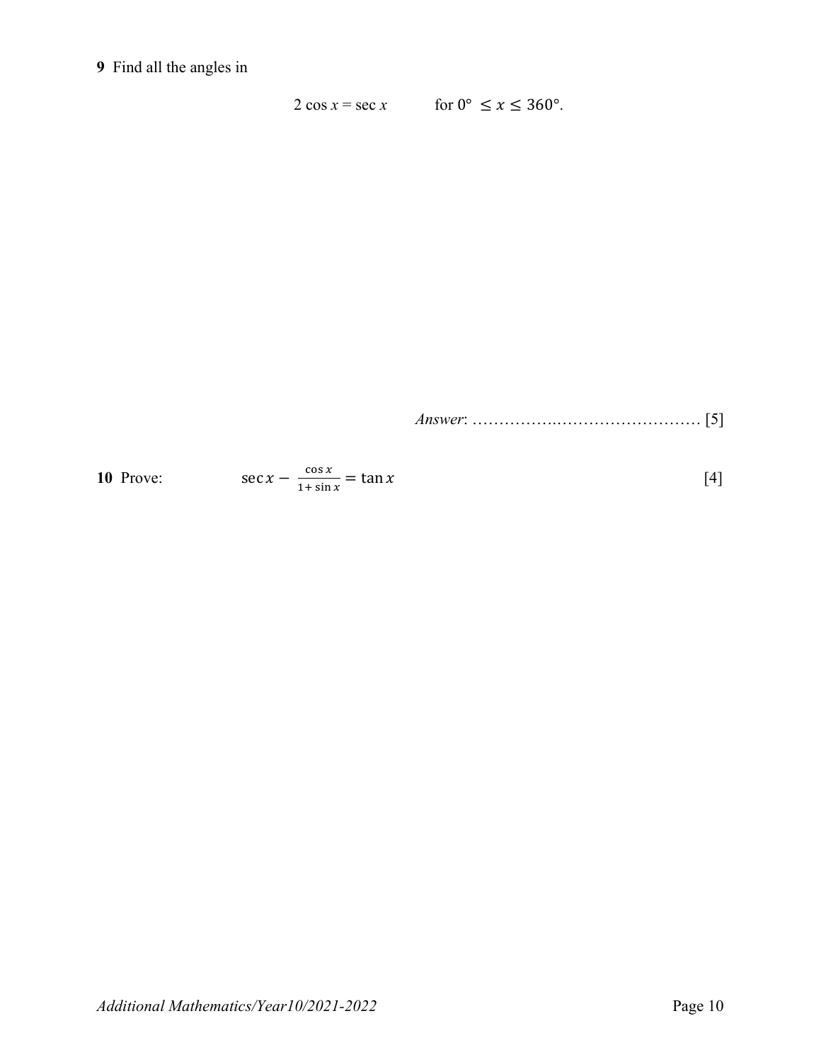**9** Find all the angles in

$$2 \cos x = \sec x \qquad \text{for } 0° \leq x \leq 360°.$$

*Answer*: ……………………………………… [5]

**10** Prove: $\sec x - \dfrac{\cos x}{1 + \sin x} = \tan x$ [4]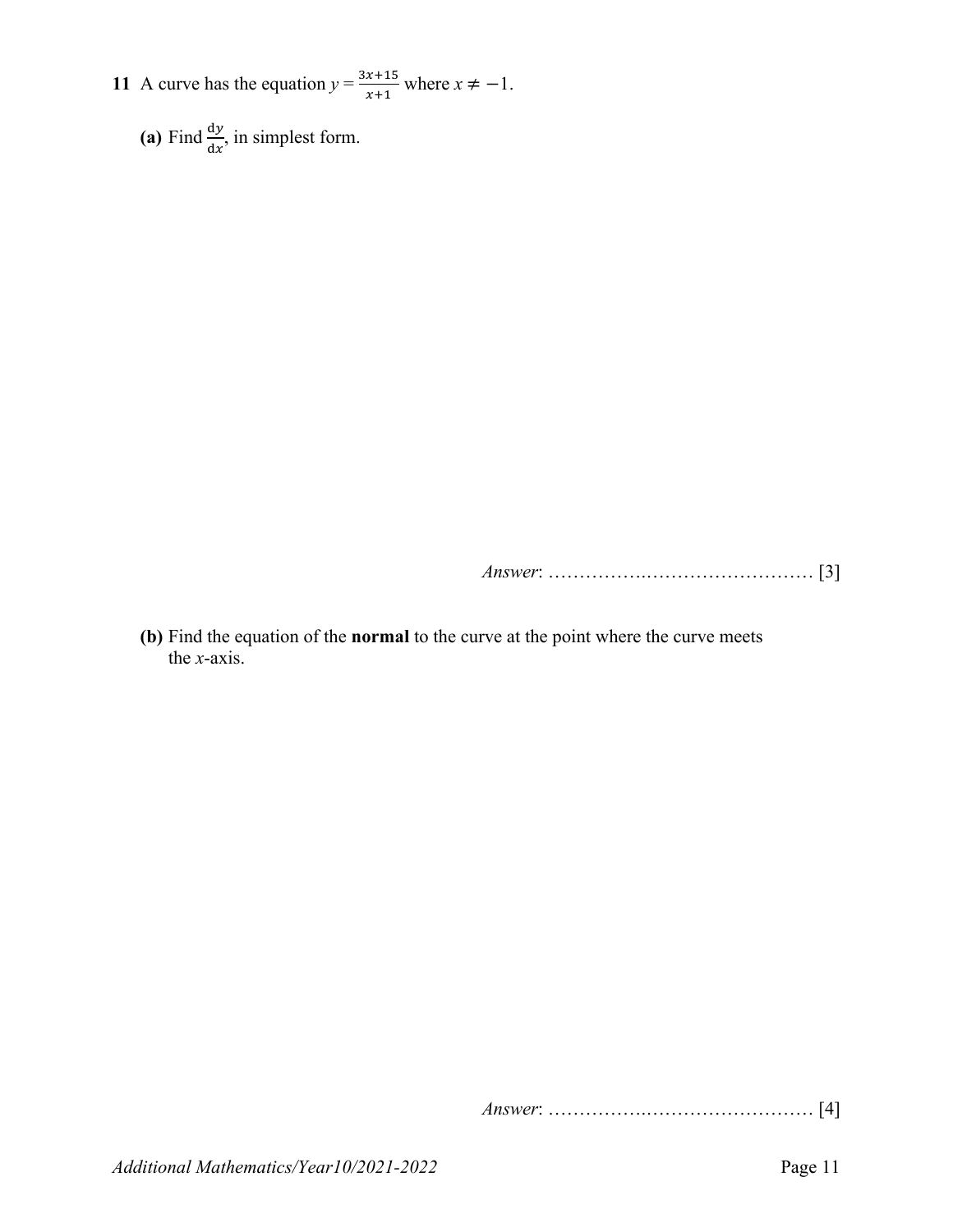**11** A curve has the equation $y = \frac{3x+15}{x+1}$ where $x \neq -1$.

**(a)** Find $\frac{dy}{dx}$, in simplest form.

*Answer*: ………….……………………… [3]

**(b)** Find the equation of the **normal** to the curve at the point where the curve meets the *x*-axis.

*Answer*: ………….……………………… [4]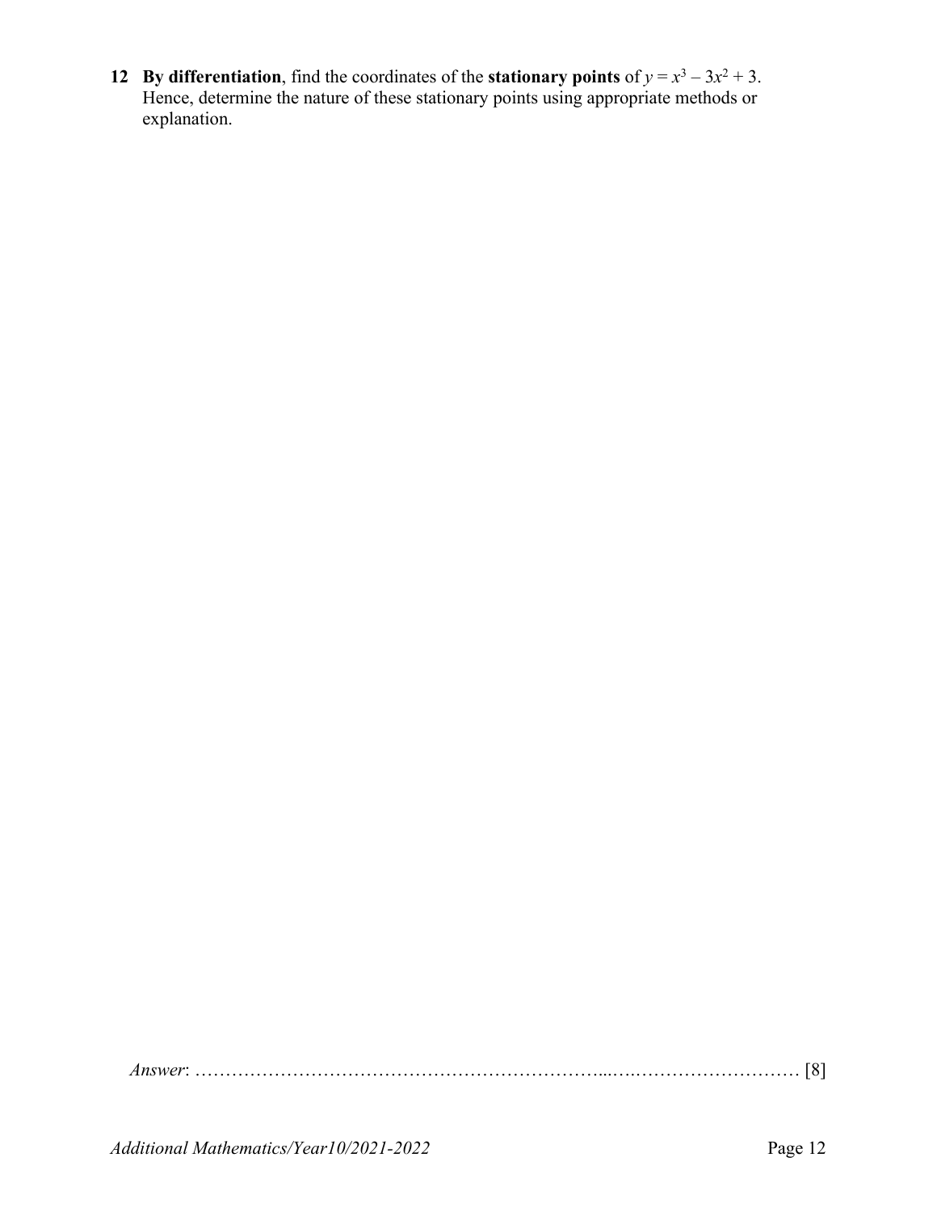**12** **By differentiation**, find the coordinates of the **stationary points** of $y = x^3 - 3x^2 + 3$. Hence, determine the nature of these stationary points using appropriate methods or explanation.

*Answer*: ……………………………………………………………...…..………………………… [8]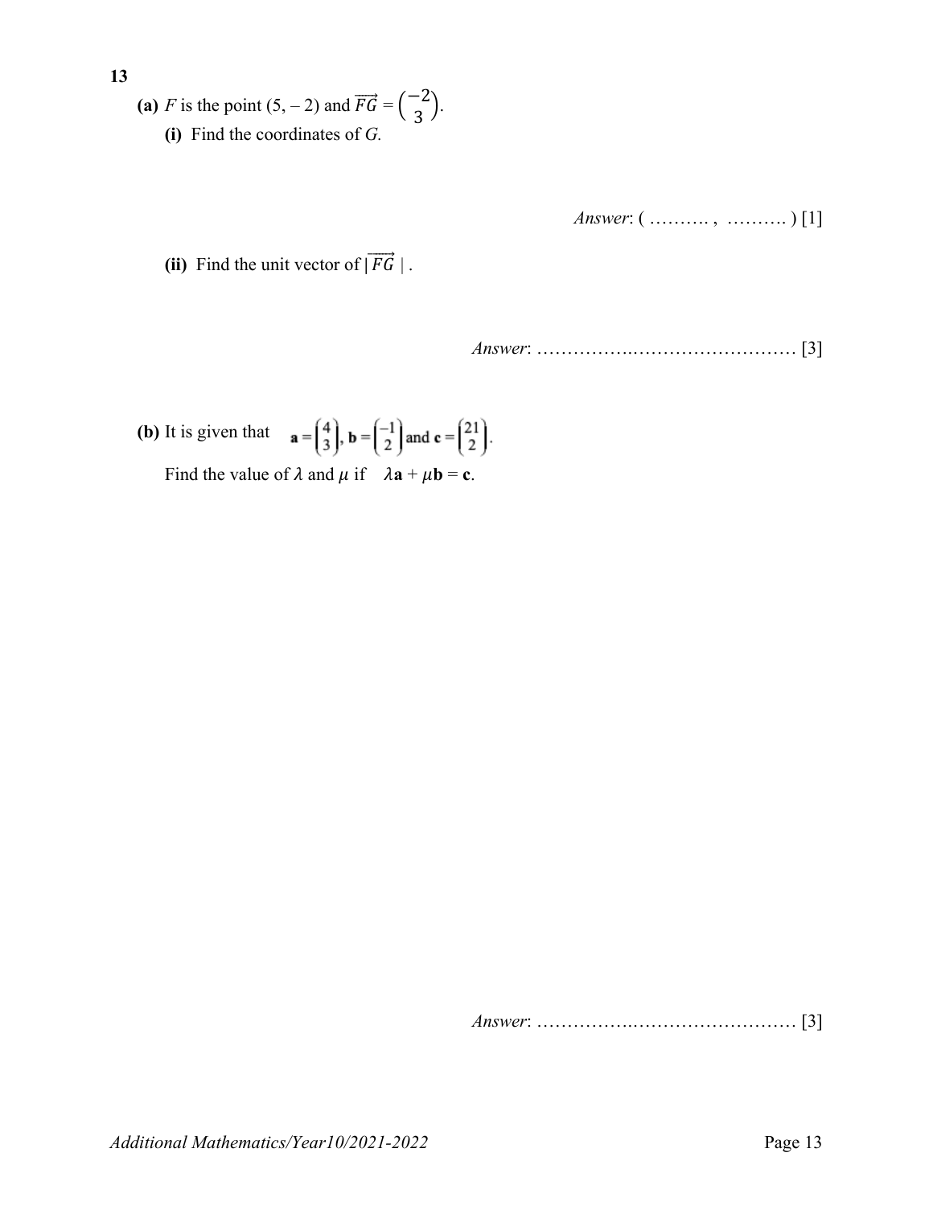**13**

**(a)** $F$ is the point (5, – 2) and $\overrightarrow{FG} = \begin{pmatrix} -2 \\ 3 \end{pmatrix}$.

**(i)** Find the coordinates of $G$.

*Answer*: ( ………. , ………. ) [1]

**(ii)** Find the unit vector of $|\overrightarrow{FG}|$ .

*Answer*: …………..……………………… [3]

**(b)** It is given that $\mathbf{a} = \begin{pmatrix} 4 \\ 3 \end{pmatrix}$, $\mathbf{b} = \begin{pmatrix} -1 \\ 2 \end{pmatrix}$ and $\mathbf{c} = \begin{pmatrix} 21 \\ 2 \end{pmatrix}$.

Find the value of $\lambda$ and $\mu$ if $\lambda\mathbf{a} + \mu\mathbf{b} = \mathbf{c}$.

*Answer*: …………..……………………… [3]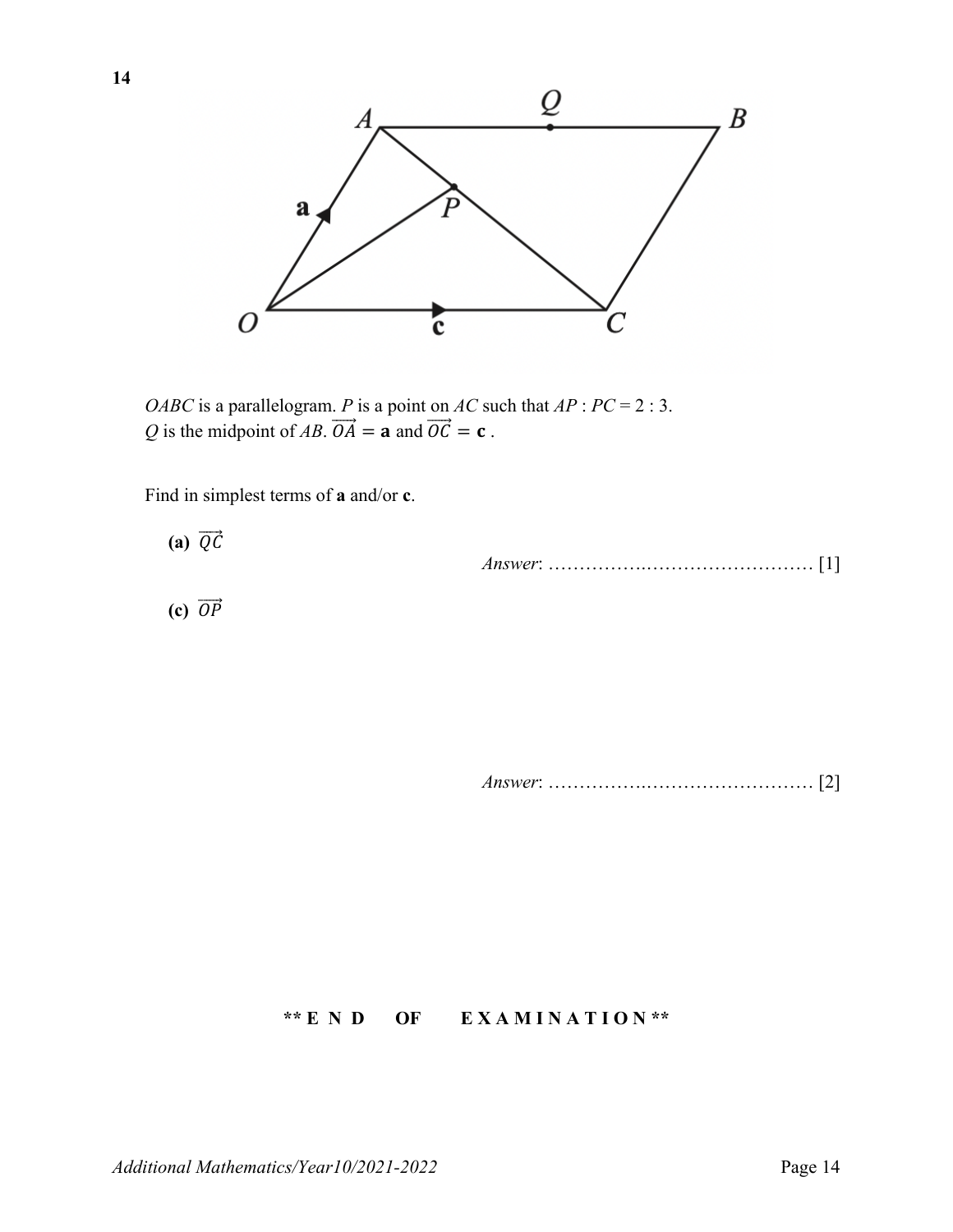**14**

*OABC* is a parallelogram. *P* is a point on *AC* such that $AP : PC = 2 : 3$.
*Q* is the midpoint of *AB*. $\overrightarrow{OA} = \mathbf{a}$ and $\overrightarrow{OC} = \mathbf{c}$ .

Find in simplest terms of **a** and/or **c**.

**(a)** $\overrightarrow{QC}$

*Answer*: …………………………………… [1]

**(c)** $\overrightarrow{OP}$

*Answer*: …………………………………… [2]

**\*\* E N D OF E X A M I N A T I O N \*\***